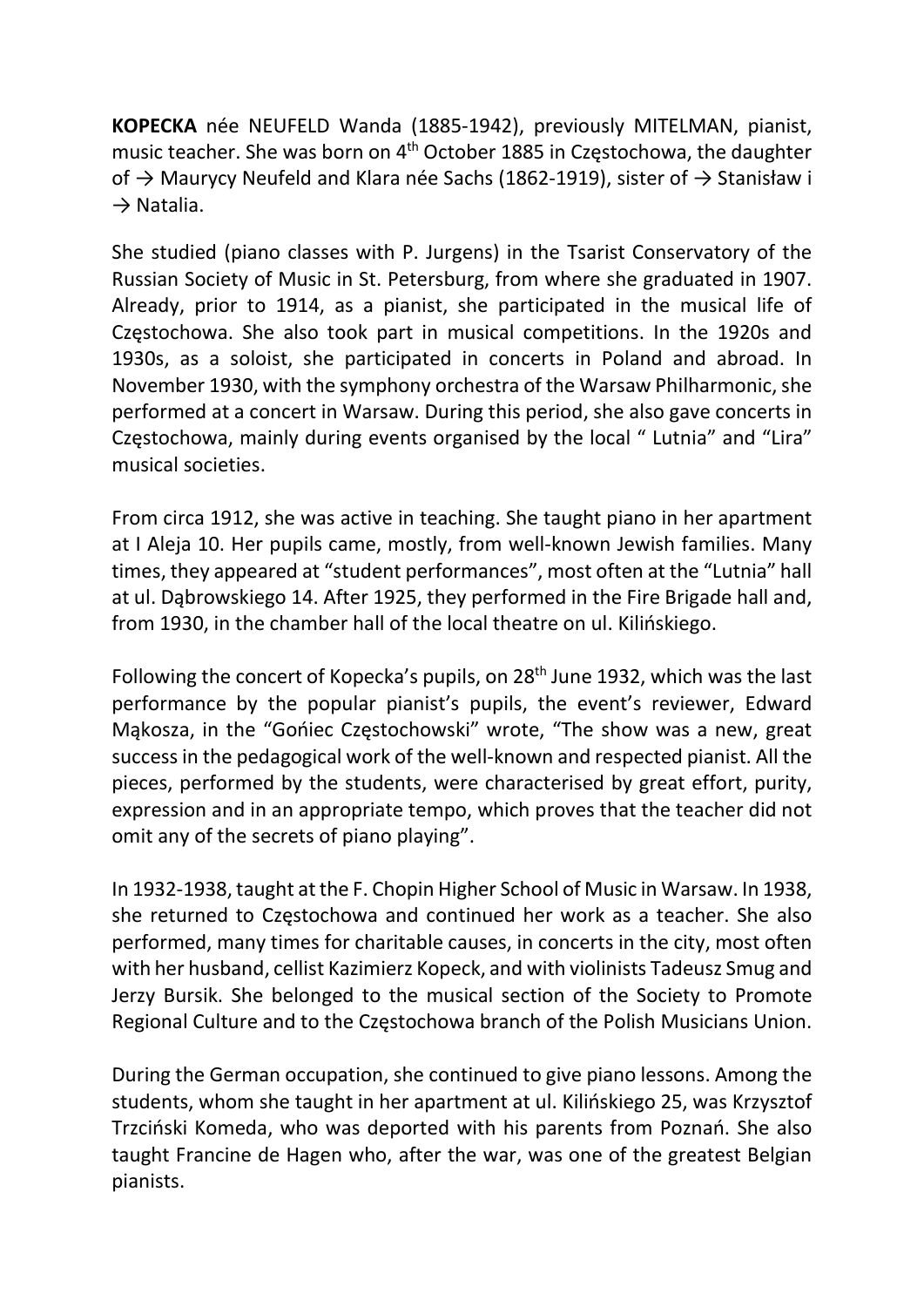**KOPECKA** née NEUFELD Wanda (1885-1942), previously MITELMAN, pianist, music teacher. She was born on 4th October 1885 in Częstochowa, the daughter of → Maurycy Neufeld and Klara née Sachs (1862-1919), sister of → Stanisław i → Natalia.

She studied (piano classes with P. Jurgens) in the Tsarist Conservatory of the Russian Society of Music in St. Petersburg, from where she graduated in 1907. Already, prior to 1914, as a pianist, she participated in the musical life of Częstochowa. She also took part in musical competitions. In the 1920s and 1930s, as a soloist, she participated in concerts in Poland and abroad. In November 1930, with the symphony orchestra of the Warsaw Philharmonic, she performed at a concert in Warsaw. During this period, she also gave concerts in Częstochowa, mainly during events organised by the local " Lutnia" and "Lira" musical societies.

From circa 1912, she was active in teaching. She taught piano in her apartment at I Aleja 10. Her pupils came, mostly, from well-known Jewish families. Many times, they appeared at "student performances", most often at the "Lutnia" hall at ul. Dąbrowskiego 14. After 1925, they performed in the Fire Brigade hall and, from 1930, in the chamber hall of the local theatre on ul. Kilińskiego.

Following the concert of Kopecka's pupils, on 28th June 1932, which was the last performance by the popular pianist's pupils, the event's reviewer, Edward Mąkosza, in the "Goniec Częstochowski" wrote, "The show was a new, great success in the pedagogical work of the well-known and respected pianist. All the pieces, performed by the students, were characterised by great effort, purity, expression and in an appropriate tempo, which proves that the teacher did not omit any of the secrets of piano playing".

In 1932-1938, taught at the F. Chopin Higher School of Music in Warsaw. In 1938, she returned to Częstochowa and continued her work as a teacher. She also performed, many times for charitable causes, in concerts in the city, most often with her husband, cellist Kazimierz Kopeck, and with violinists Tadeusz Smug and Jerzy Bursik. She belonged to the musical section of the Society to Promote Regional Culture and to the Częstochowa branch of the Polish Musicians Union.

During the German occupation, she continued to give piano lessons. Among the students, whom she taught in her apartment at ul. Kilińskiego 25, was Krzysztof Trzciński Komeda, who was deported with his parents from Poznań. She also taught Francine de Hagen who, after the war, was one of the greatest Belgian pianists.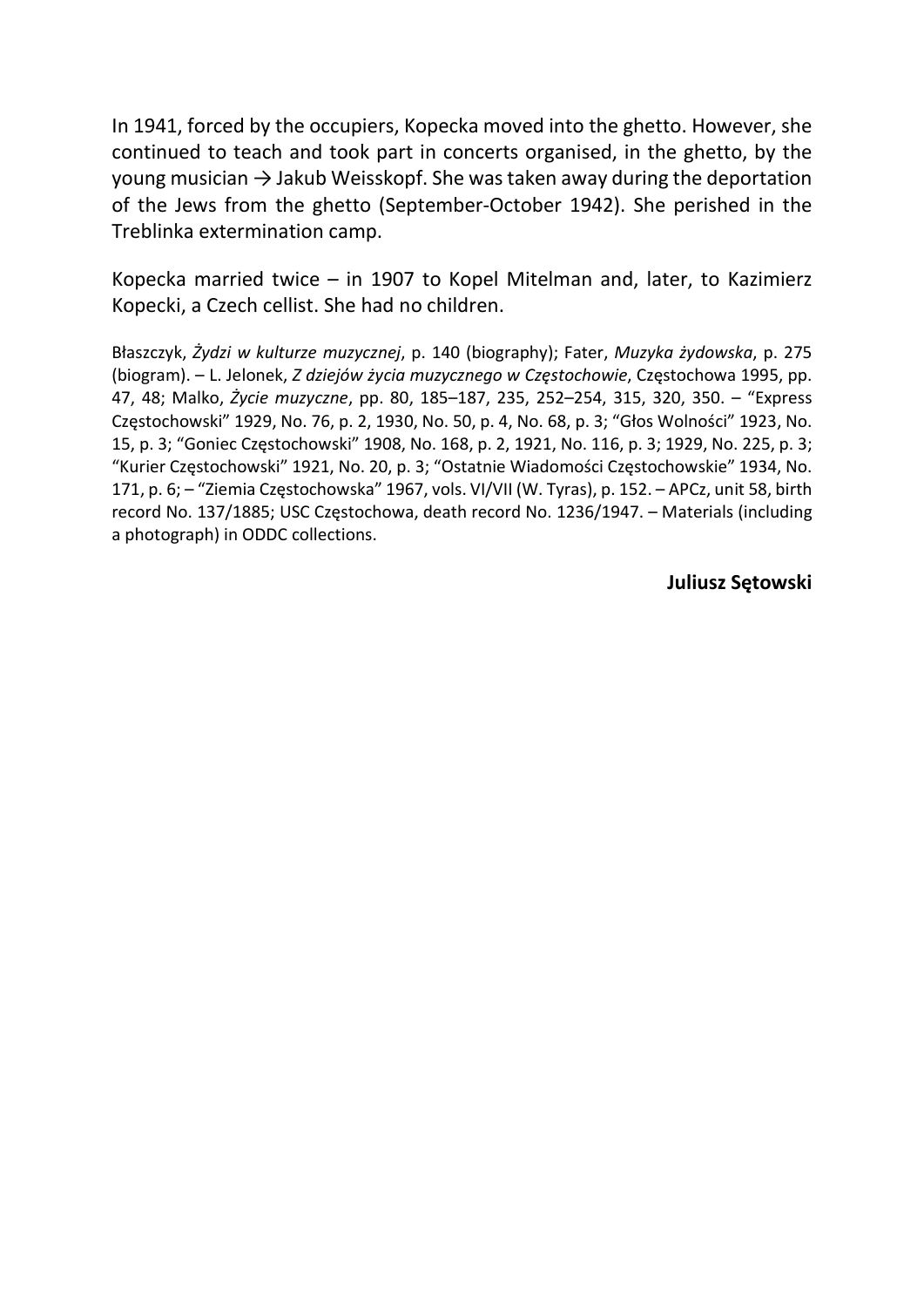In 1941, forced by the occupiers, Kopecka moved into the ghetto. However, she continued to teach and took part in concerts organised, in the ghetto, by the young musician → Jakub Weisskopf. She was taken away during the deportation of the Jews from the ghetto (September-October 1942). She perished in the Treblinka extermination camp.

Kopecka married twice – in 1907 to Kopel Mitelman and, later, to Kazimierz Kopecki, a Czech cellist. She had no children.

Błaszczyk, *Żydzi w kulturze muzycznej*, p. 140 (biography); Fater, *Muzyka żydowska*, p. 275 (biogram). – L. Jelonek, *Z dziejów życia muzycznego w Częstochowie*, Częstochowa 1995, pp. 47, 48; Malko, *Życie muzyczne*, pp. 80, 185–187, 235, 252–254, 315, 320, 350. – "Express Częstochowski" 1929, No. 76, p. 2, 1930, No. 50, p. 4, No. 68, p. 3; "Głos Wolności" 1923, No. 15, p. 3; "Goniec Częstochowski" 1908, No. 168, p. 2, 1921, No. 116, p. 3; 1929, No. 225, p. 3; "Kurier Częstochowski" 1921, No. 20, p. 3; "Ostatnie Wiadomości Częstochowskie" 1934, No. 171, p. 6; – "Ziemia Częstochowska" 1967, vols. VI/VII (W. Tyras), p. 152. – APCz, unit 58, birth record No. 137/1885; USC Częstochowa, death record No. 1236/1947. – Materials (including a photograph) in ODDC collections.

**Juliusz Sętowski**